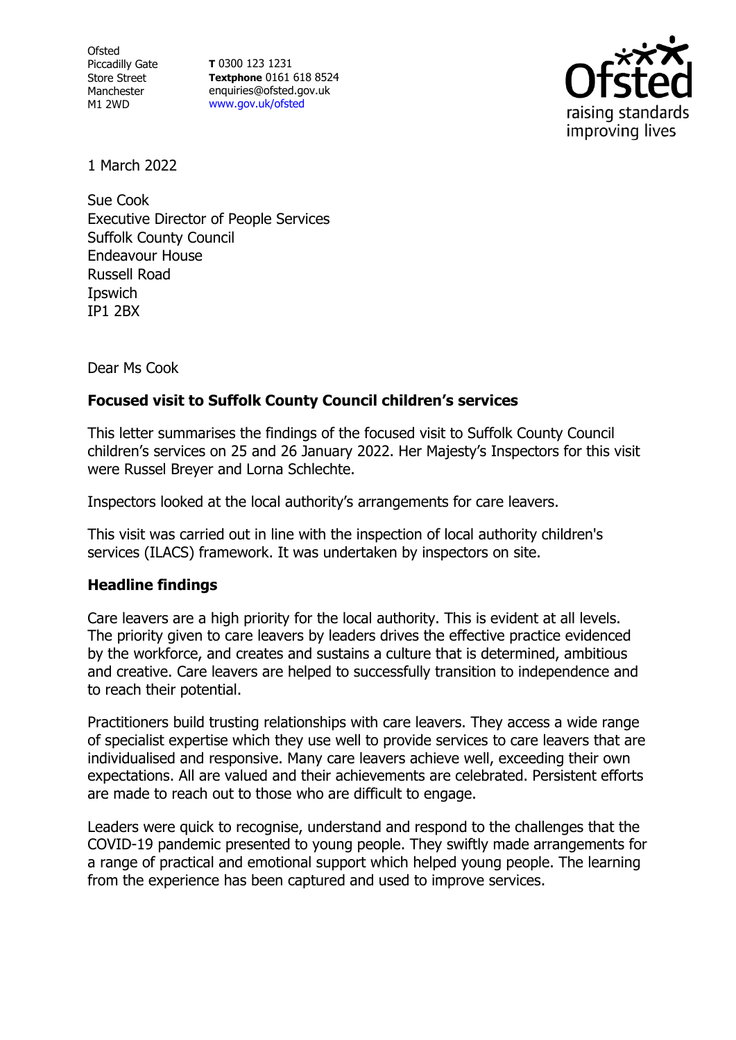Ofsted
Piccadilly Gate
Store Street
Manchester
M1 2WD

**T** 0300 123 1231
**Textphone** 0161 618 8524
enquiries@ofsted.gov.uk
www.gov.uk/ofsted

1 March 2022

Sue Cook
Executive Director of People Services
Suffolk County Council
Endeavour House
Russell Road
Ipswich
IP1 2BX

Dear Ms Cook

**Focused visit to Suffolk County Council children's services**

This letter summarises the findings of the focused visit to Suffolk County Council children's services on 25 and 26 January 2022. Her Majesty's Inspectors for this visit were Russel Breyer and Lorna Schlechte.

Inspectors looked at the local authority's arrangements for care leavers.

This visit was carried out in line with the inspection of local authority children's services (ILACS) framework. It was undertaken by inspectors on site.

## Headline findings

Care leavers are a high priority for the local authority. This is evident at all levels. The priority given to care leavers by leaders drives the effective practice evidenced by the workforce, and creates and sustains a culture that is determined, ambitious and creative. Care leavers are helped to successfully transition to independence and to reach their potential.

Practitioners build trusting relationships with care leavers. They access a wide range of specialist expertise which they use well to provide services to care leavers that are individualised and responsive. Many care leavers achieve well, exceeding their own expectations. All are valued and their achievements are celebrated. Persistent efforts are made to reach out to those who are difficult to engage.

Leaders were quick to recognise, understand and respond to the challenges that the COVID-19 pandemic presented to young people. They swiftly made arrangements for a range of practical and emotional support which helped young people. The learning from the experience has been captured and used to improve services.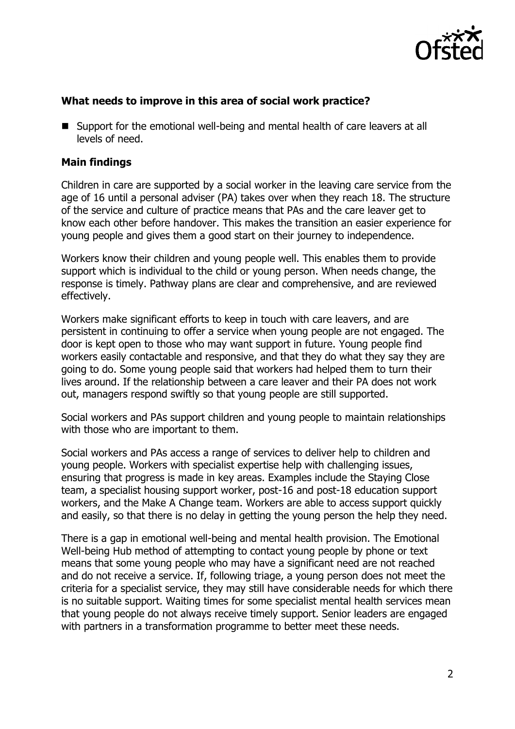### What needs to improve in this area of social work practice?

- Support for the emotional well-being and mental health of care leavers at all levels of need.

### Main findings

Children in care are supported by a social worker in the leaving care service from the age of 16 until a personal adviser (PA) takes over when they reach 18. The structure of the service and culture of practice means that PAs and the care leaver get to know each other before handover. This makes the transition an easier experience for young people and gives them a good start on their journey to independence.

Workers know their children and young people well. This enables them to provide support which is individual to the child or young person. When needs change, the response is timely. Pathway plans are clear and comprehensive, and are reviewed effectively.

Workers make significant efforts to keep in touch with care leavers, and are persistent in continuing to offer a service when young people are not engaged. The door is kept open to those who may want support in future. Young people find workers easily contactable and responsive, and that they do what they say they are going to do. Some young people said that workers had helped them to turn their lives around. If the relationship between a care leaver and their PA does not work out, managers respond swiftly so that young people are still supported.

Social workers and PAs support children and young people to maintain relationships with those who are important to them.

Social workers and PAs access a range of services to deliver help to children and young people. Workers with specialist expertise help with challenging issues, ensuring that progress is made in key areas. Examples include the Staying Close team, a specialist housing support worker, post-16 and post-18 education support workers, and the Make A Change team. Workers are able to access support quickly and easily, so that there is no delay in getting the young person the help they need.

There is a gap in emotional well-being and mental health provision. The Emotional Well-being Hub method of attempting to contact young people by phone or text means that some young people who may have a significant need are not reached and do not receive a service. If, following triage, a young person does not meet the criteria for a specialist service, they may still have considerable needs for which there is no suitable support. Waiting times for some specialist mental health services mean that young people do not always receive timely support. Senior leaders are engaged with partners in a transformation programme to better meet these needs.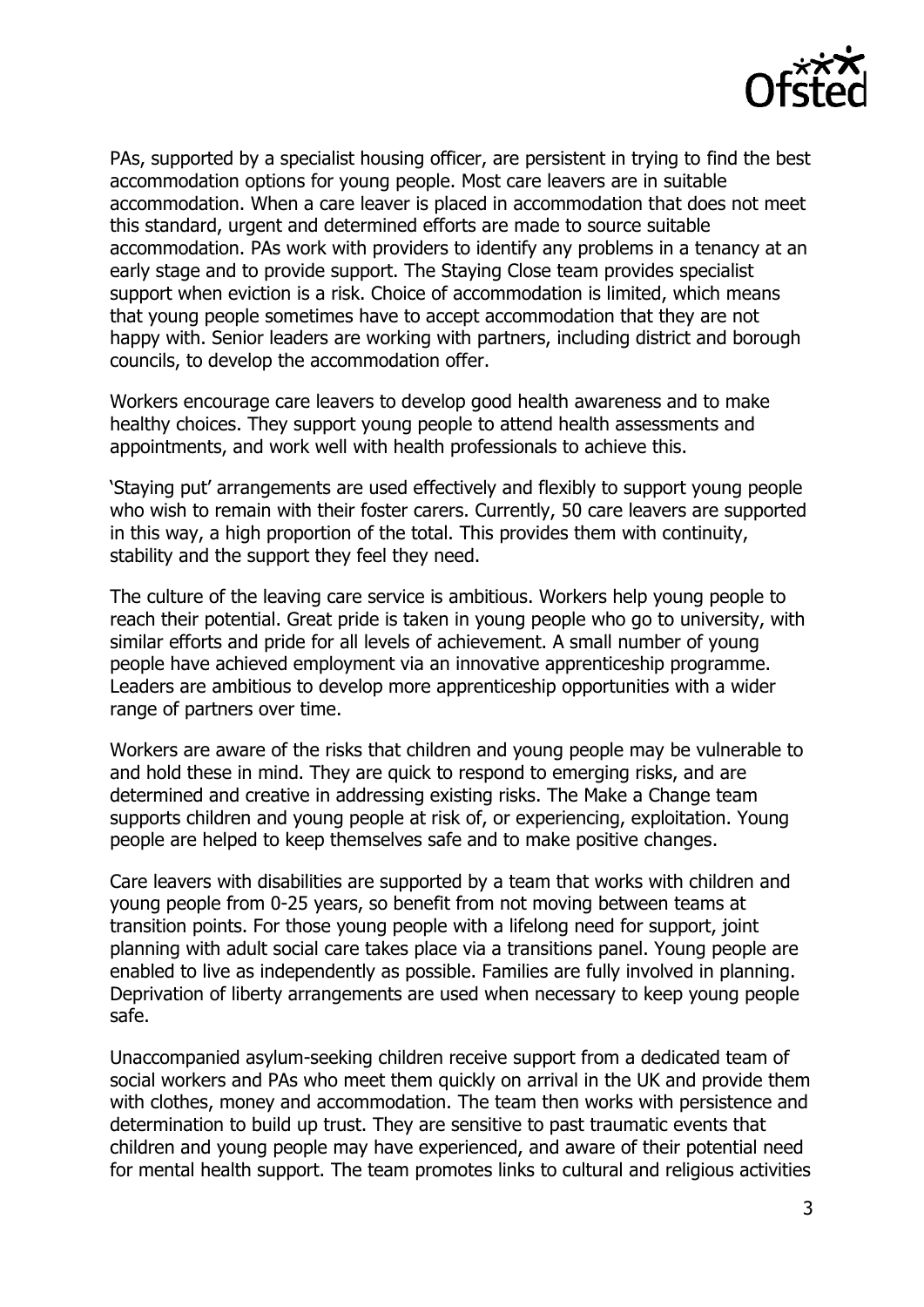PAs, supported by a specialist housing officer, are persistent in trying to find the best accommodation options for young people. Most care leavers are in suitable accommodation. When a care leaver is placed in accommodation that does not meet this standard, urgent and determined efforts are made to source suitable accommodation. PAs work with providers to identify any problems in a tenancy at an early stage and to provide support. The Staying Close team provides specialist support when eviction is a risk. Choice of accommodation is limited, which means that young people sometimes have to accept accommodation that they are not happy with. Senior leaders are working with partners, including district and borough councils, to develop the accommodation offer.

Workers encourage care leavers to develop good health awareness and to make healthy choices. They support young people to attend health assessments and appointments, and work well with health professionals to achieve this.

'Staying put' arrangements are used effectively and flexibly to support young people who wish to remain with their foster carers. Currently, 50 care leavers are supported in this way, a high proportion of the total. This provides them with continuity, stability and the support they feel they need.

The culture of the leaving care service is ambitious. Workers help young people to reach their potential. Great pride is taken in young people who go to university, with similar efforts and pride for all levels of achievement. A small number of young people have achieved employment via an innovative apprenticeship programme. Leaders are ambitious to develop more apprenticeship opportunities with a wider range of partners over time.

Workers are aware of the risks that children and young people may be vulnerable to and hold these in mind. They are quick to respond to emerging risks, and are determined and creative in addressing existing risks. The Make a Change team supports children and young people at risk of, or experiencing, exploitation. Young people are helped to keep themselves safe and to make positive changes.

Care leavers with disabilities are supported by a team that works with children and young people from 0-25 years, so benefit from not moving between teams at transition points. For those young people with a lifelong need for support, joint planning with adult social care takes place via a transitions panel. Young people are enabled to live as independently as possible. Families are fully involved in planning. Deprivation of liberty arrangements are used when necessary to keep young people safe.

Unaccompanied asylum-seeking children receive support from a dedicated team of social workers and PAs who meet them quickly on arrival in the UK and provide them with clothes, money and accommodation. The team then works with persistence and determination to build up trust. They are sensitive to past traumatic events that children and young people may have experienced, and aware of their potential need for mental health support. The team promotes links to cultural and religious activities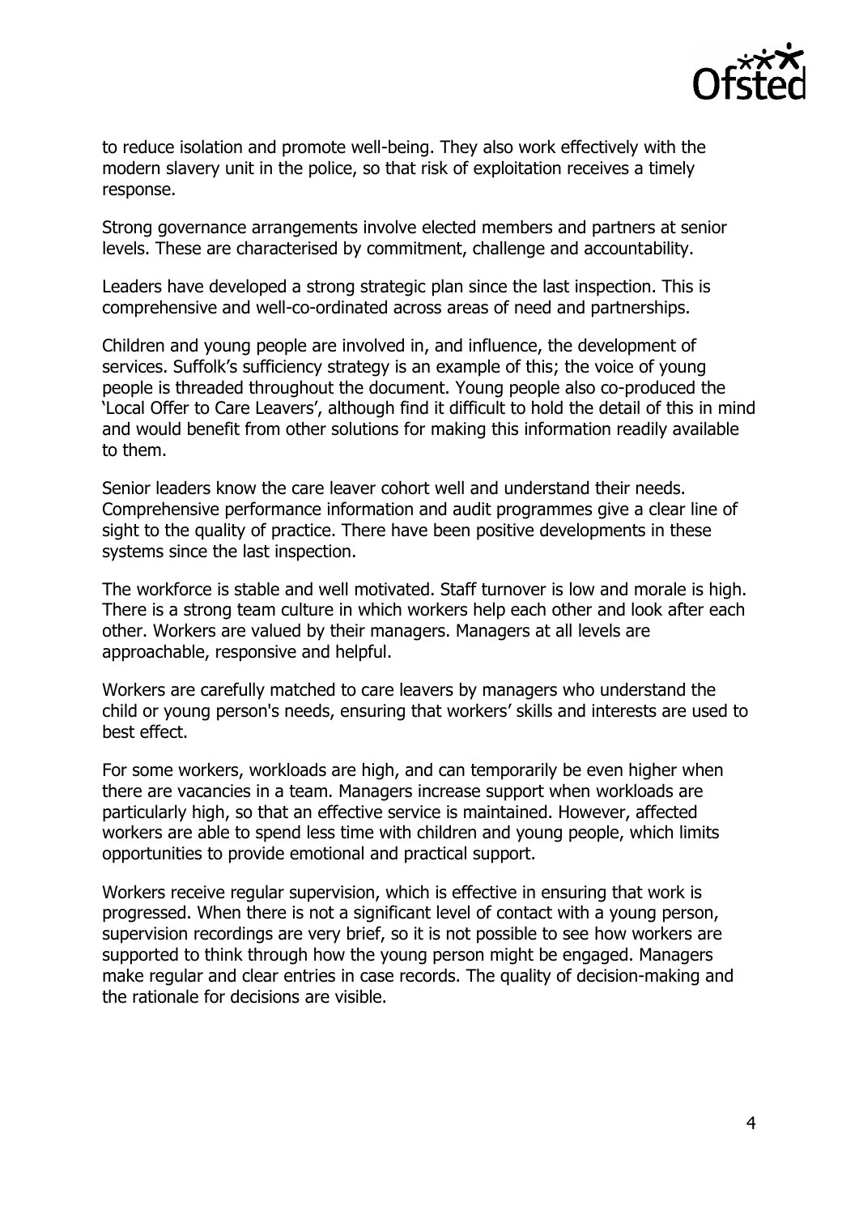to reduce isolation and promote well-being. They also work effectively with the modern slavery unit in the police, so that risk of exploitation receives a timely response.

Strong governance arrangements involve elected members and partners at senior levels. These are characterised by commitment, challenge and accountability.

Leaders have developed a strong strategic plan since the last inspection. This is comprehensive and well-co-ordinated across areas of need and partnerships.

Children and young people are involved in, and influence, the development of services. Suffolk's sufficiency strategy is an example of this; the voice of young people is threaded throughout the document. Young people also co-produced the 'Local Offer to Care Leavers', although find it difficult to hold the detail of this in mind and would benefit from other solutions for making this information readily available to them.

Senior leaders know the care leaver cohort well and understand their needs. Comprehensive performance information and audit programmes give a clear line of sight to the quality of practice. There have been positive developments in these systems since the last inspection.

The workforce is stable and well motivated. Staff turnover is low and morale is high. There is a strong team culture in which workers help each other and look after each other. Workers are valued by their managers. Managers at all levels are approachable, responsive and helpful.

Workers are carefully matched to care leavers by managers who understand the child or young person's needs, ensuring that workers' skills and interests are used to best effect.

For some workers, workloads are high, and can temporarily be even higher when there are vacancies in a team. Managers increase support when workloads are particularly high, so that an effective service is maintained. However, affected workers are able to spend less time with children and young people, which limits opportunities to provide emotional and practical support.

Workers receive regular supervision, which is effective in ensuring that work is progressed. When there is not a significant level of contact with a young person, supervision recordings are very brief, so it is not possible to see how workers are supported to think through how the young person might be engaged. Managers make regular and clear entries in case records. The quality of decision-making and the rationale for decisions are visible.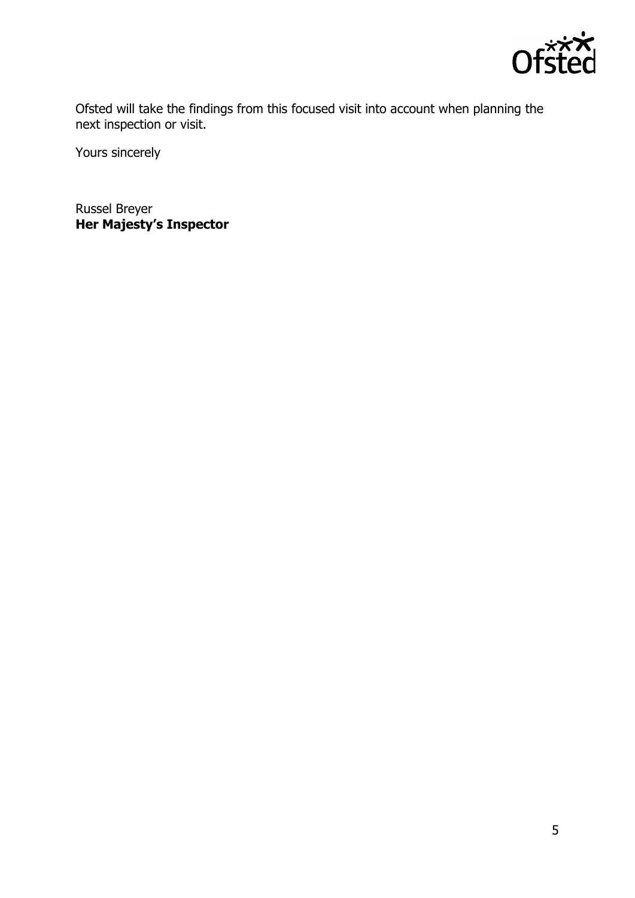Ofsted will take the findings from this focused visit into account when planning the next inspection or visit.

Yours sincerely

Russel Breyer
**Her Majesty's Inspector**